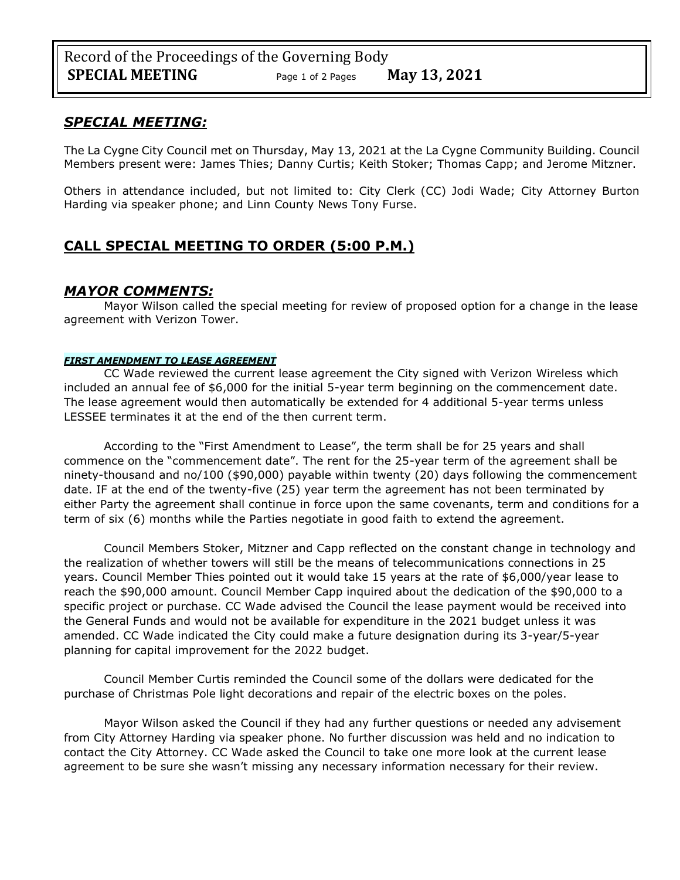## ***SPECIAL MEETING:***

The La Cygne City Council met on Thursday, May 13, 2021 at the La Cygne Community Building. Council Members present were: James Thies; Danny Curtis; Keith Stoker; Thomas Capp; and Jerome Mitzner.

Others in attendance included, but not limited to: City Clerk (CC) Jodi Wade; City Attorney Burton Harding via speaker phone; and Linn County News Tony Furse.

## **CALL SPECIAL MEETING TO ORDER (5:00 P.M.)**

## ***MAYOR COMMENTS:***

Mayor Wilson called the special meeting for review of proposed option for a change in the lease agreement with Verizon Tower.

***FIRST AMENDMENT TO LEASE AGREEMENT***

CC Wade reviewed the current lease agreement the City signed with Verizon Wireless which included an annual fee of $6,000 for the initial 5-year term beginning on the commencement date. The lease agreement would then automatically be extended for 4 additional 5-year terms unless LESSEE terminates it at the end of the then current term.

According to the "First Amendment to Lease", the term shall be for 25 years and shall commence on the "commencement date". The rent for the 25-year term of the agreement shall be ninety-thousand and no/100 ($90,000) payable within twenty (20) days following the commencement date. IF at the end of the twenty-five (25) year term the agreement has not been terminated by either Party the agreement shall continue in force upon the same covenants, term and conditions for a term of six (6) months while the Parties negotiate in good faith to extend the agreement.

Council Members Stoker, Mitzner and Capp reflected on the constant change in technology and the realization of whether towers will still be the means of telecommunications connections in 25 years. Council Member Thies pointed out it would take 15 years at the rate of $6,000/year lease to reach the $90,000 amount. Council Member Capp inquired about the dedication of the $90,000 to a specific project or purchase. CC Wade advised the Council the lease payment would be received into the General Funds and would not be available for expenditure in the 2021 budget unless it was amended. CC Wade indicated the City could make a future designation during its 3-year/5-year planning for capital improvement for the 2022 budget.

Council Member Curtis reminded the Council some of the dollars were dedicated for the purchase of Christmas Pole light decorations and repair of the electric boxes on the poles.

Mayor Wilson asked the Council if they had any further questions or needed any advisement from City Attorney Harding via speaker phone. No further discussion was held and no indication to contact the City Attorney. CC Wade asked the Council to take one more look at the current lease agreement to be sure she wasn't missing any necessary information necessary for their review.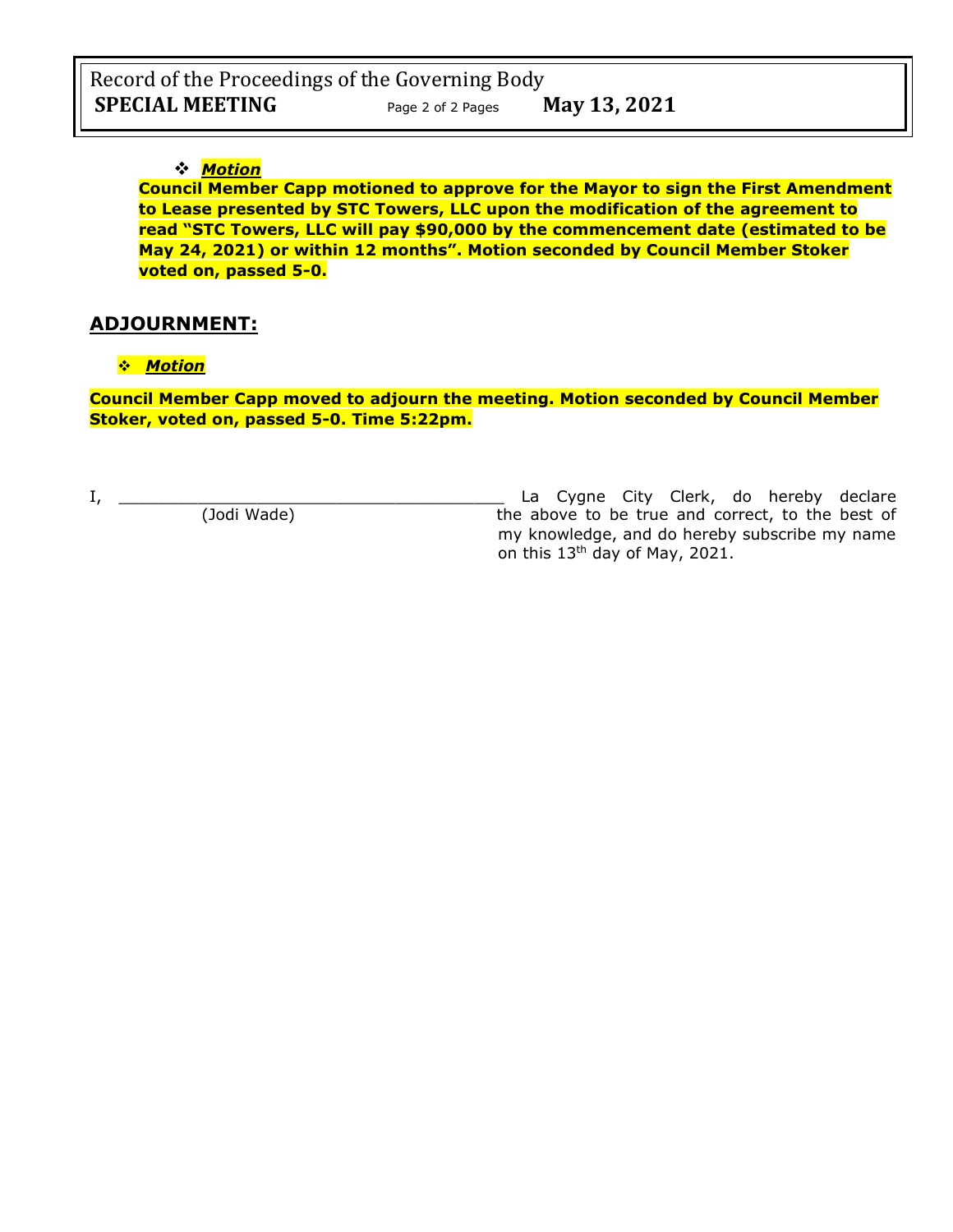❖ ***Motion***

**Council Member Capp motioned to approve for the Mayor to sign the First Amendment to Lease presented by STC Towers, LLC upon the modification of the agreement to read "STC Towers, LLC will pay $90,000 by the commencement date (estimated to be May 24, 2021) or within 12 months". Motion seconded by Council Member Stoker voted on, passed 5-0.**

## ADJOURNMENT:

❖ ***Motion***

**Council Member Capp moved to adjourn the meeting. Motion seconded by Council Member Stoker, voted on, passed 5-0. Time 5:22pm.**

I, ________________________________________ La Cygne City Clerk, do hereby declare the above to be true and correct, to the best of my knowledge, and do hereby subscribe my name on this 13th day of May, 2021.

(Jodi Wade)